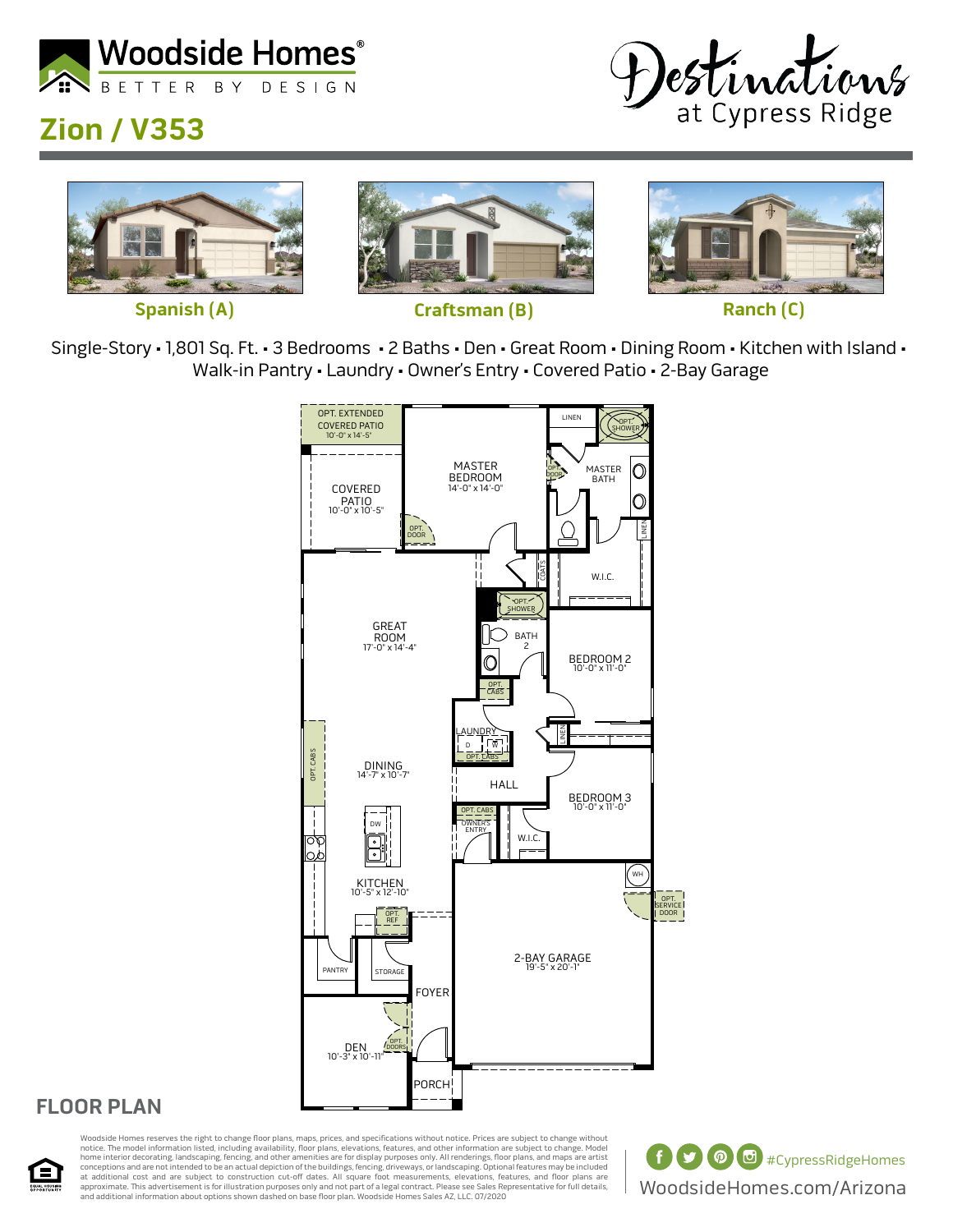Woodside Homes®
BETTER BY DESIGN

Destinations at Cypress Ridge

# Zion / V353

Spanish (A) | Craftsman (B) | Ranch (C)

Single-Story • 1,801 Sq. Ft. • 3 Bedrooms • 2 Baths • Den • Great Room • Dining Room • Kitchen with Island • Walk-in Pantry • Laundry • Owner's Entry • Covered Patio • 2-Bay Garage

## FLOOR PLAN

- OPT. EXTENDED COVERED PATIO 10'-0" x 14'-5"
- COVERED PATIO 10'-0" x 10'-5"
- MASTER BEDROOM 14'-0" x 14'-0"
- MASTER BATH
- GREAT ROOM 17'-0" x 14'-4"
- BEDROOM 2 10'-0" x 11'-0"
- DINING 14'-7" x 10'-7"
- BEDROOM 3 10'-0" x 11'-0"
- KITCHEN 10'-5" x 12'-10"
- 2-BAY GARAGE 19'-5" x 20'-1"
- DEN 10'-3" x 10'-11"
- LINEN, OPT. SHOWER, OPT. DOOR, COATS, W.I.C., BATH 2, OPT. CABS, LAUNDRY, HALL, OWNER'S ENTRY, WH, OPT. SERVICE DOOR, DW, OPT. REF, PANTRY, STORAGE, FOYER, OPT. DOORS, PORCH

Woodside Homes reserves the right to change floor plans, maps, prices, and specifications without notice. Prices are subject to change without notice. The model information listed, including availability, floor plans, elevations, features, and other information are subject to change. Model home interior decorating, landscaping, fencing, and other amenities are for display purposes only. All renderings, floor plans, and maps are artist conceptions and are not intended to be an actual depiction of the buildings, fencing, driveways, or landscaping. Optional features may be included at additional cost and are subject to construction cut-off dates. All square foot measurements, elevations, features, and floor plans are approximate. This advertisement is for illustration purposes only and not part of a legal contract. Please see Sales Representative for full details, and additional information about options shown dashed on base floor plan. Woodside Homes Sales AZ, LLC. 07/2020

#CypressRidgeHomes

WoodsideHomes.com/Arizona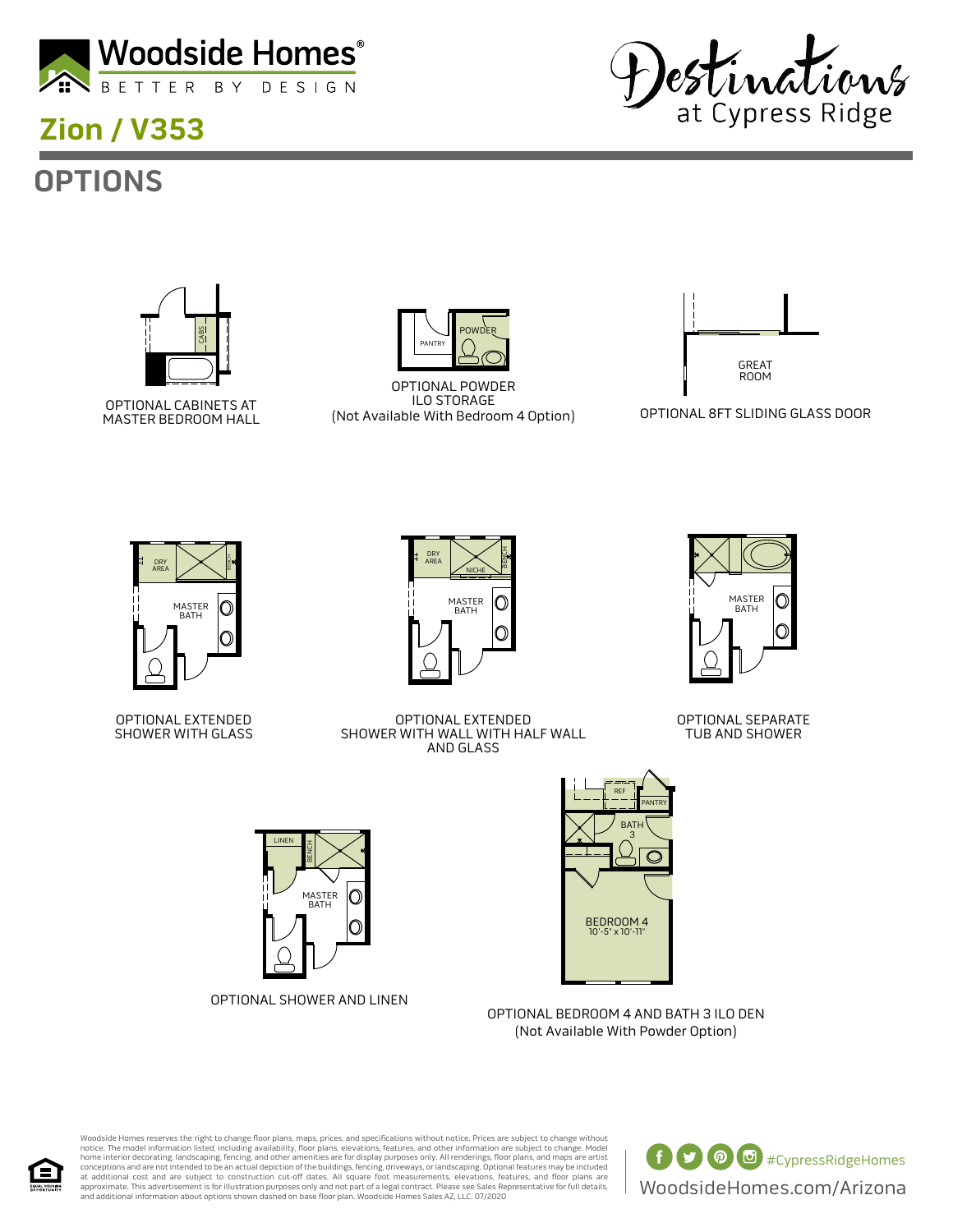# Woodside Homes®

BETTER BY DESIGN

## Zion / V353

Destinations at Cypress Ridge

## OPTIONS

CABS

OPTIONAL CABINETS AT MASTER BEDROOM HALL

PANTRY

POWDER

OPTIONAL POWDER ILO STORAGE
(Not Available With Bedroom 4 Option)

GREAT ROOM

OPTIONAL 8FT SLIDING GLASS DOOR

DRY AREA

BENCH

MASTER BATH

OPTIONAL EXTENDED SHOWER WITH GLASS

DRY AREA

NICHE

BENCH

MASTER BATH

OPTIONAL EXTENDED SHOWER WITH WALL WITH HALF WALL AND GLASS

MASTER BATH

OPTIONAL SEPARATE TUB AND SHOWER

LINEN

BENCH

MASTER BATH

OPTIONAL SHOWER AND LINEN

REF

PANTRY

BATH 3

BEDROOM 4
10'-5" x 10'-11"

OPTIONAL BEDROOM 4 AND BATH 3 ILO DEN
(Not Available With Powder Option)

Woodside Homes reserves the right to change floor plans, maps, prices, and specifications without notice. Prices are subject to change without notice. The model information listed, including availability, floor plans, elevations, features, and other information are subject to change. Model home interior decorating, landscaping, fencing, and other amenities are for display purposes only. All renderings, floor plans, and maps are artist conceptions and are not intended to be an actual depiction of the buildings, fencing, driveways, or landscaping. Optional features may be included at additional cost and are subject to construction cut-off dates. All square foot measurements, elevations, features, and floor plans are approximate. This advertisement is for illustration purposes only and not part of a legal contract. Please see Sales Representative for full details, and additional information about options shown dashed on base floor plan. Woodside Homes Sales AZ, LLC. 07/2020

#CypressRidgeHomes

WoodsideHomes.com/Arizona